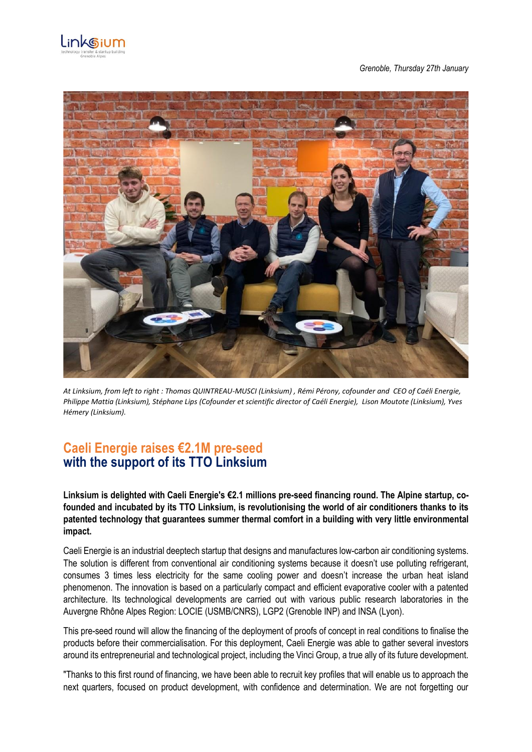*Grenoble, Thursday 27th January*

*At Linksium, from left to right : Thomas QUINTREAU-MUSCI (Linksium) , Rémi Pérony, cofounder and CEO of Caéli Energie, Philippe Mattia (Linksium), Stéphane Lips (Cofounder et scientific director of Caéli Energie), Lison Moutote (Linksium), Yves Hémery (Linksium).*

# Caeli Energie raises €2.1M pre-seed with the support of its TTO Linksium

**Linksium is delighted with Caeli Energie's €2.1 millions pre-seed financing round. The Alpine startup, co-founded and incubated by its TTO Linksium, is revolutionising the world of air conditioners thanks to its patented technology that guarantees summer thermal comfort in a building with very little environmental impact.**

Caeli Energie is an industrial deeptech startup that designs and manufactures low-carbon air conditioning systems. The solution is different from conventional air conditioning systems because it doesn't use polluting refrigerant, consumes 3 times less electricity for the same cooling power and doesn't increase the urban heat island phenomenon. The innovation is based on a particularly compact and efficient evaporative cooler with a patented architecture. Its technological developments are carried out with various public research laboratories in the Auvergne Rhône Alpes Region: LOCIE (USMB/CNRS), LGP2 (Grenoble INP) and INSA (Lyon).

This pre-seed round will allow the financing of the deployment of proofs of concept in real conditions to finalise the products before their commercialisation. For this deployment, Caeli Energie was able to gather several investors around its entrepreneurial and technological project, including the Vinci Group, a true ally of its future development.

"Thanks to this first round of financing, we have been able to recruit key profiles that will enable us to approach the next quarters, focused on product development, with confidence and determination. We are not forgetting our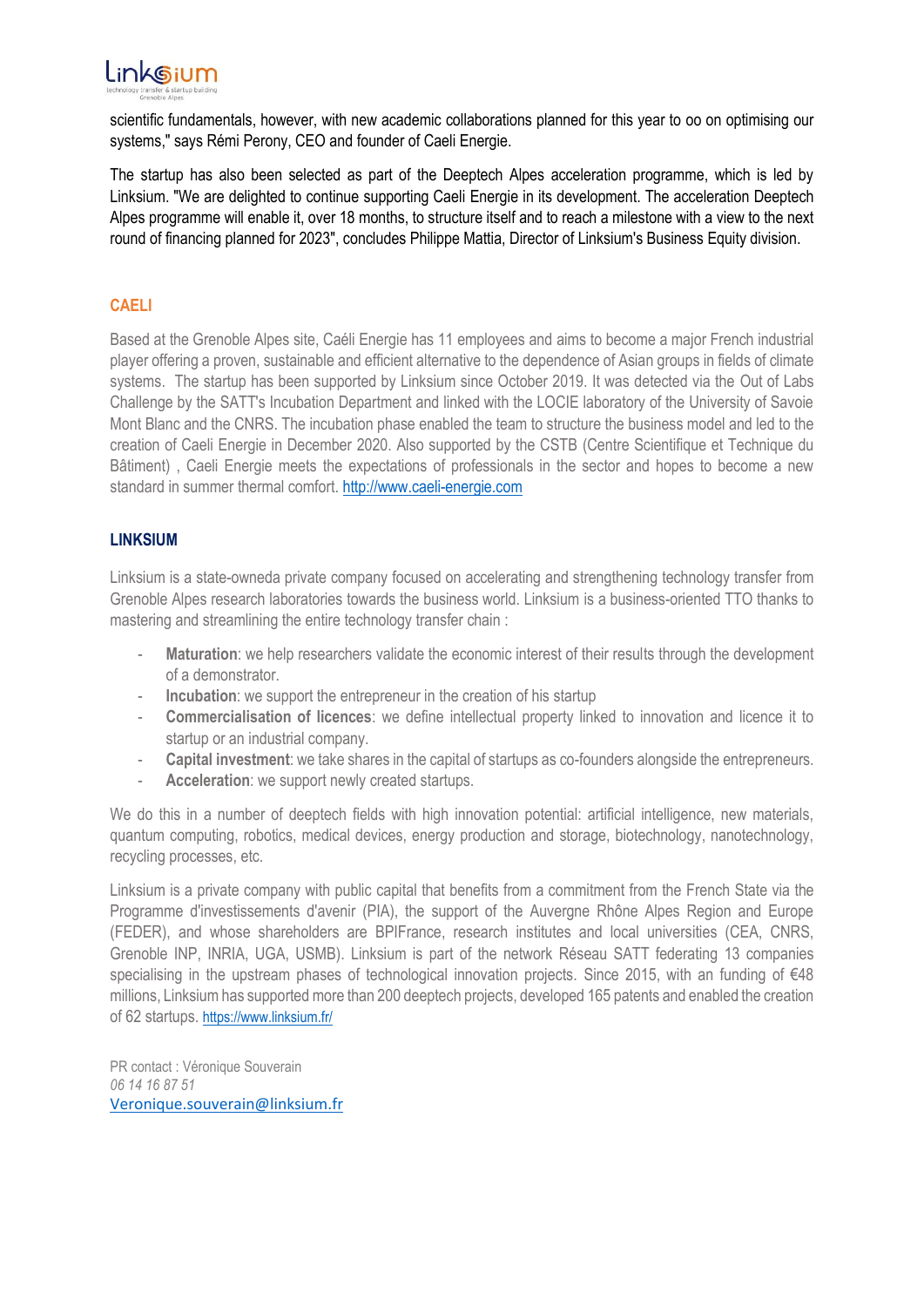scientific fundamentals, however, with new academic collaborations planned for this year to oo on optimising our systems," says Rémi Perony, CEO and founder of Caeli Energie.

The startup has also been selected as part of the Deeptech Alpes acceleration programme, which is led by Linksium. "We are delighted to continue supporting Caeli Energie in its development. The acceleration Deeptech Alpes programme will enable it, over 18 months, to structure itself and to reach a milestone with a view to the next round of financing planned for 2023", concludes Philippe Mattia, Director of Linksium's Business Equity division.

## CAELI

Based at the Grenoble Alpes site, Caéli Energie has 11 employees and aims to become a major French industrial player offering a proven, sustainable and efficient alternative to the dependence of Asian groups in fields of climate systems. The startup has been supported by Linksium since October 2019. It was detected via the Out of Labs Challenge by the SATT's Incubation Department and linked with the LOCIE laboratory of the University of Savoie Mont Blanc and the CNRS. The incubation phase enabled the team to structure the business model and led to the creation of Caeli Energie in December 2020. Also supported by the CSTB (Centre Scientifique et Technique du Bâtiment) , Caeli Energie meets the expectations of professionals in the sector and hopes to become a new standard in summer thermal comfort. http://www.caeli-energie.com

## LINKSIUM

Linksium is a state-owneda private company focused on accelerating and strengthening technology transfer from Grenoble Alpes research laboratories towards the business world. Linksium is a business-oriented TTO thanks to mastering and streamlining the entire technology transfer chain :

- **Maturation**: we help researchers validate the economic interest of their results through the development of a demonstrator.
- **Incubation**: we support the entrepreneur in the creation of his startup
- **Commercialisation of licences**: we define intellectual property linked to innovation and licence it to startup or an industrial company.
- **Capital investment**: we take shares in the capital of startups as co-founders alongside the entrepreneurs.
- **Acceleration**: we support newly created startups.

We do this in a number of deeptech fields with high innovation potential: artificial intelligence, new materials, quantum computing, robotics, medical devices, energy production and storage, biotechnology, nanotechnology, recycling processes, etc.

Linksium is a private company with public capital that benefits from a commitment from the French State via the Programme d'investissements d'avenir (PIA), the support of the Auvergne Rhône Alpes Region and Europe (FEDER), and whose shareholders are BPIFrance, research institutes and local universities (CEA, CNRS, Grenoble INP, INRIA, UGA, USMB). Linksium is part of the network Réseau SATT federating 13 companies specialising in the upstream phases of technological innovation projects. Since 2015, with an funding of €48 millions, Linksium has supported more than 200 deeptech projects, developed 165 patents and enabled the creation of 62 startups. https://www.linksium.fr/

PR contact : Véronique Souverain
*06 14 16 87 51*
Veronique.souverain@linksium.fr